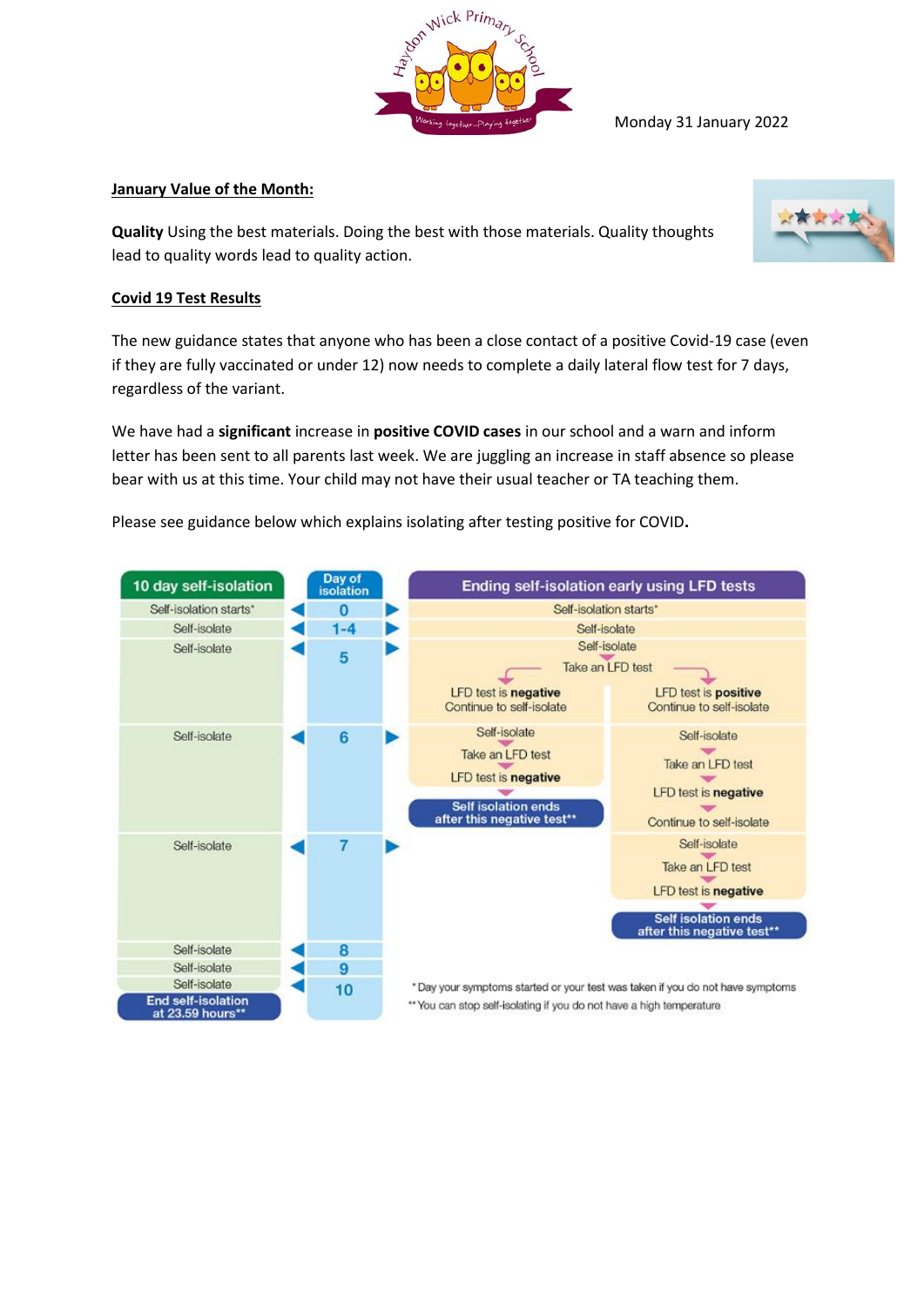Monday 31 January 2022

**January Value of the Month:**

**Quality** Using the best materials. Doing the best with those materials. Quality thoughts lead to quality words lead to quality action.

**Covid 19 Test Results**

The new guidance states that anyone who has been a close contact of a positive Covid-19 case (even if they are fully vaccinated or under 12) now needs to complete a daily lateral flow test for 7 days, regardless of the variant.

We have had a **significant** increase in **positive COVID cases** in our school and a warn and inform letter has been sent to all parents last week. We are juggling an increase in staff absence so please bear with us at this time. Your child may not have their usual teacher or TA teaching them.

Please see guidance below which explains isolating after testing positive for COVID**.**

| 10 day self-isolation | Day of isolation | Ending self-isolation early using LFD tests | |
|---|---|---|---|
| Self-isolation starts* | 0 | Self-isolation starts* | |
| Self-isolate | 1-4 | Self-isolate | |
| Self-isolate | 5 | Self-isolate<br>Take an LFD test<br>LFD test is **negative** – Continue to self-isolate | LFD test is **positive** – Continue to self-isolate |
| Self-isolate | 6 | Self-isolate<br>Take an LFD test<br>LFD test is **negative**<br>**Self isolation ends after this negative test**** | Self-isolate<br>Take an LFD test<br>LFD test is **negative**<br>Continue to self-isolate |
| Self-isolate | 7 | | Self-isolate<br>Take an LFD test<br>LFD test is **negative**<br>**Self isolation ends after this negative test**** |
| Self-isolate | 8 | | |
| Self-isolate | 9 | | |
| Self-isolate<br>**End self-isolation at 23.59 hours**** | 10 | | |

\* Day your symptoms started or your test was taken if you do not have symptoms

** You can stop self-isolating if you do not have a high temperature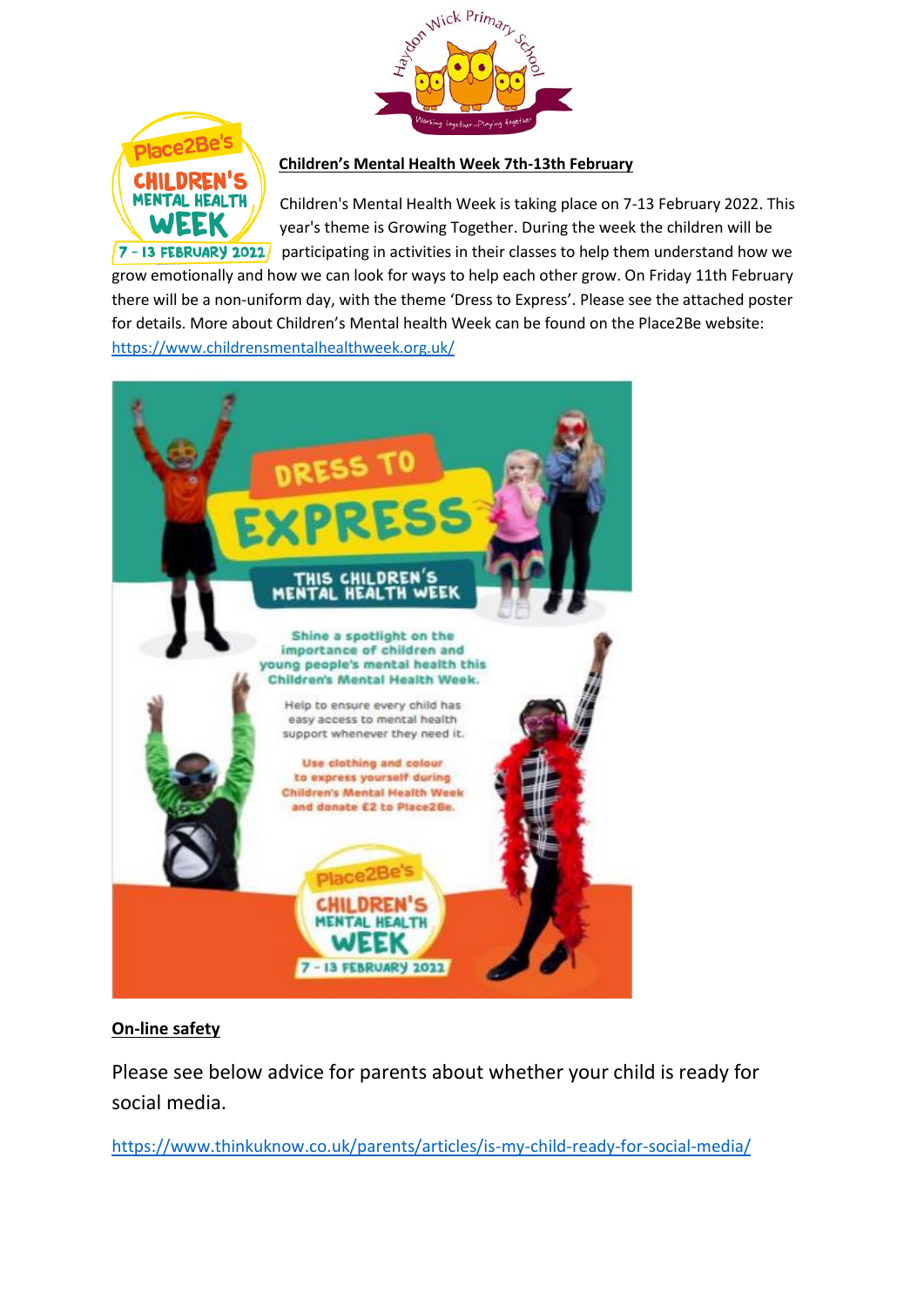## Children's Mental Health Week 7th-13th February

Children's Mental Health Week is taking place on 7-13 February 2022. This year's theme is Growing Together. During the week the children will be participating in activities in their classes to help them understand how we grow emotionally and how we can look for ways to help each other grow. On Friday 11th February there will be a non-uniform day, with the theme 'Dress to Express'. Please see the attached poster for details. More about Children's Mental health Week can be found on the Place2Be website: https://www.childrensmentalhealthweek.org.uk/

DRESS TO EXPRESS

THIS CHILDREN'S MENTAL HEALTH WEEK

Shine a spotlight on the importance of children and young people's mental health this Children's Mental Health Week.

Help to ensure every child has easy access to mental health support whenever they need it.

Use clothing and colour to express yourself during Children's Mental Health Week and donate £2 to Place2Be.

Place2Be's CHILDREN'S MENTAL HEALTH WEEK 7 - 13 FEBRUARY 2022

## On-line safety

Please see below advice for parents about whether your child is ready for social media.

https://www.thinkuknow.co.uk/parents/articles/is-my-child-ready-for-social-media/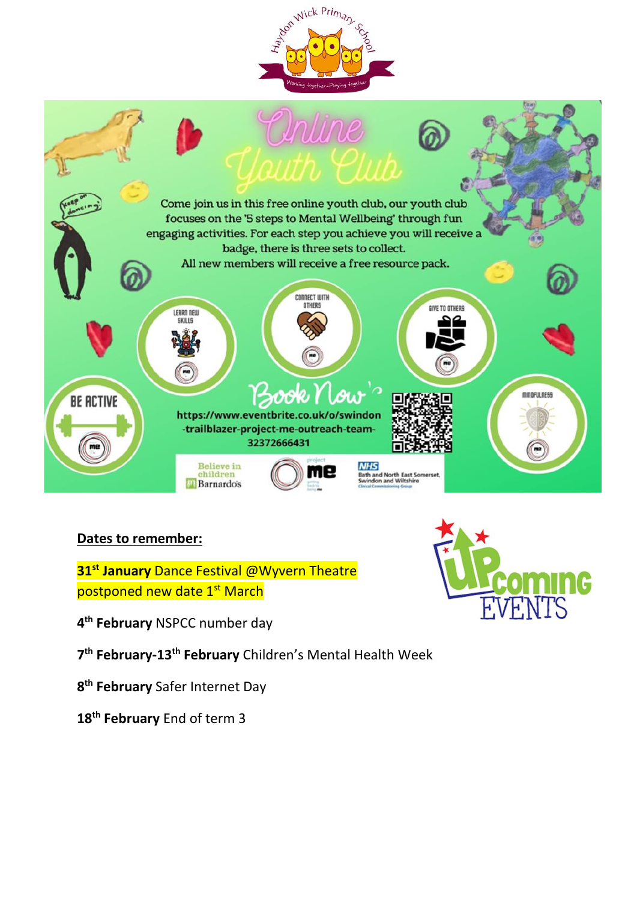# Online Youth Club

Come join us in this free online youth club, our youth club focuses on the '5 steps to Mental Wellbeing' through fun engaging activities. For each step you achieve you will receive a badge, there is three sets to collect.
All new members will receive a free resource pack.

- BE ACTIVE
- LEARN NEW SKILLS
- CONNECT WITH OTHERS
- GIVE TO OTHERS
- MINDFULNESS

**Book Now**

https://www.eventbrite.co.uk/o/swindon-trailblazer-project-me-outreach-team-32372666431

Believe in children Barnardo's | project me | NHS Bath and North East Somerset, Swindon and Wiltshire Clinical Commissioning Group

**Dates to remember:**

**31st January** Dance Festival @Wyvern Theatre postponed new date 1st March

**4th February** NSPCC number day

**7th February-13th February** Children's Mental Health Week

**8th February** Safer Internet Day

**18th February** End of term 3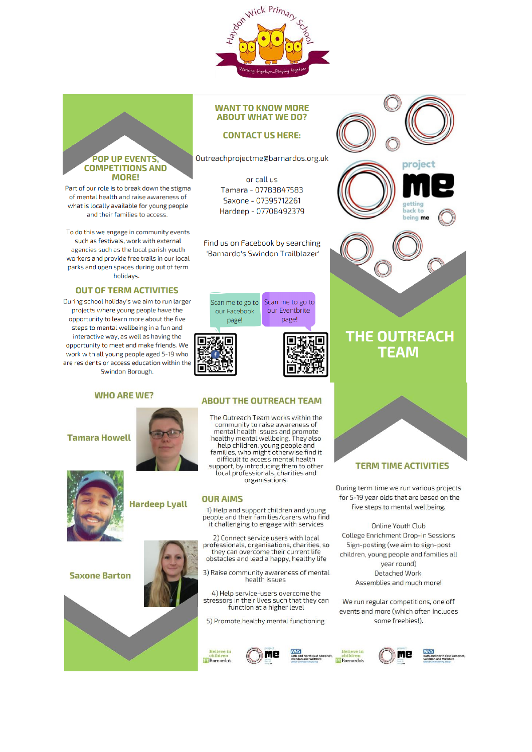Haydon Wick Primary School

Working together...Playing together

## POP UP EVENTS, COMPETITIONS AND MORE!

Part of our role is to break down the stigma of mental health and raise awareness of what is locally available for young people and their families to access.

To do this we engage in community events such as festivals, work with external agencies such as the local parish youth workers and provide free trails in our local parks and open spaces during out of term holidays.

## OUT OF TERM ACTIVITIES

During school holiday's we aim to run larger projects where young people have the opportunity to learn more about the five steps to mental wellbeing in a fun and interactive way, as well as having the opportunity to meet and make friends. We work with all young people aged 5-19 who are residents or access education within the Swindon Borough.

## WANT TO KNOW MORE ABOUT WHAT WE DO?

## CONTACT US HERE:

Outreachprojectme@barnardos.org.uk

or call us

Tamara - 07783847583

Saxone - 07395712261

Hardeep - 07708492379

Find us on Facebook by searching 'Barnardo's Swindon Trailblazer'

Scan me to go to our Facebook page!

Scan me to go to our Eventbrite page!

project me getting back to being me

# THE OUTREACH TEAM

## WHO ARE WE?

Tamara Howell

Hardeep Lyall

Saxone Barton

## ABOUT THE OUTREACH TEAM

The Outreach Team works within the community to raise awareness of mental health issues and promote healthy mental wellbeing. They also help children, young people and families, who might otherwise find it difficult to access mental health support, by introducing them to other local professionals, charities and organisations.

## OUR AIMS

1) Help and support children and young people and their families/carers who find it challenging to engage with services

2) Connect service users with local professionals, organisations, charities, so they can overcome their current life obstacles and lead a happy, healthy life

3) Raise community awareness of mental health issues

4) Help service-users overcome the stressors in their lives such that they can function at a higher level

5) Promote healthy mental functioning

## TERM TIME ACTIVITIES

During term time we run various projects for 5-19 year olds that are based on the five steps to mental wellbeing.

Online Youth Club

College Enrichment Drop-in Sessions

Sign-posting (we aim to sign-post children, young people and families all year round)

Detached Work

Assemblies and much more!

We run regular competitions, one off events and more (which often includes some freebies!).

Believe in children Barnardo's | project me | NHS Bath and North East Somerset, Swindon and Wiltshire